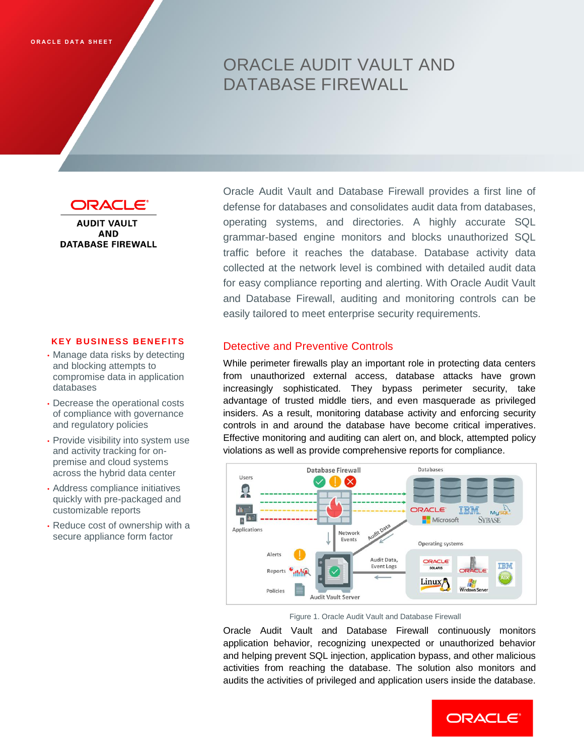ORACLE DATA SHEET

# ORACLE AUDIT VAULT AND DATABASE FIREWALL

Oracle Audit Vault and Database Firewall provides a first line of defense for databases and consolidates audit data from databases, operating systems, and directories. A highly accurate SQL grammar-based engine monitors and blocks unauthorized SQL traffic before it reaches the database. Database activity data collected at the network level is combined with detailed audit data for easy compliance reporting and alerting. With Oracle Audit Vault and Database Firewall, auditing and monitoring controls can be easily tailored to meet enterprise security requirements.

### KEY BUSINESS BENEFITS

- Manage data risks by detecting and blocking attempts to compromise data in application databases
- Decrease the operational costs of compliance with governance and regulatory policies
- Provide visibility into system use and activity tracking for on-premise and cloud systems across the hybrid data center
- Address compliance initiatives quickly with pre-packaged and customizable reports
- Reduce cost of ownership with a secure appliance form factor

## Detective and Preventive Controls

While perimeter firewalls play an important role in protecting data centers from unauthorized external access, database attacks have grown increasingly sophisticated. They bypass perimeter security, take advantage of trusted middle tiers, and even masquerade as privileged insiders. As a result, monitoring database activity and enforcing security controls in and around the database have become critical imperatives. Effective monitoring and auditing can alert on, and block, attempted policy violations as well as provide comprehensive reports for compliance.

Figure 1. Oracle Audit Vault and Database Firewall

Oracle Audit Vault and Database Firewall continuously monitors application behavior, recognizing unexpected or unauthorized behavior and helping prevent SQL injection, application bypass, and other malicious activities from reaching the database. The solution also monitors and audits the activities of privileged and application users inside the database.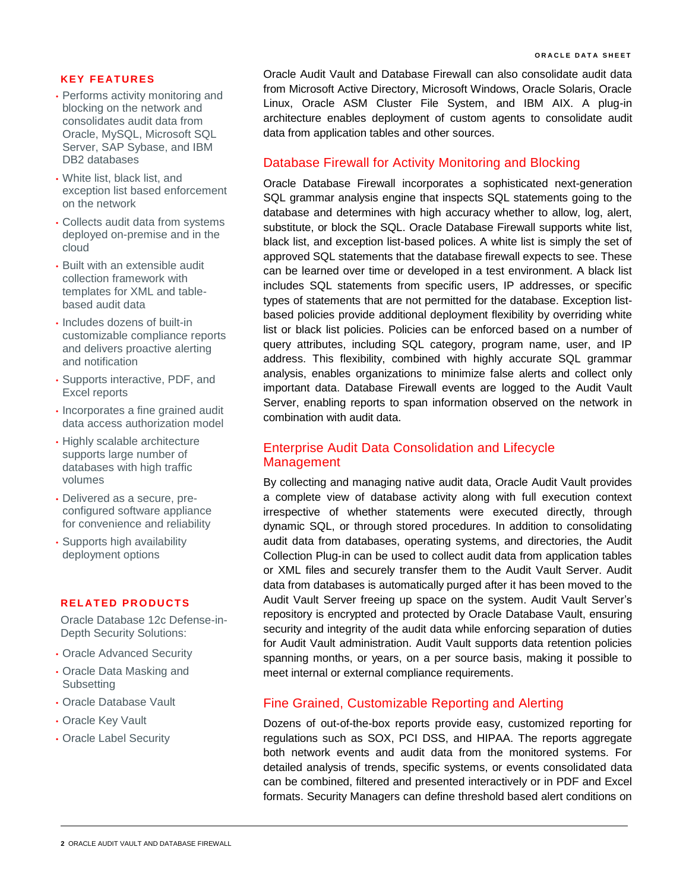## KEY FEATURES

- Performs activity monitoring and blocking on the network and consolidates audit data from Oracle, MySQL, Microsoft SQL Server, SAP Sybase, and IBM DB2 databases
- White list, black list, and exception list based enforcement on the network
- Collects audit data from systems deployed on-premise and in the cloud
- Built with an extensible audit collection framework with templates for XML and table-based audit data
- Includes dozens of built-in customizable compliance reports and delivers proactive alerting and notification
- Supports interactive, PDF, and Excel reports
- Incorporates a fine grained audit data access authorization model
- Highly scalable architecture supports large number of databases with high traffic volumes
- Delivered as a secure, pre-configured software appliance for convenience and reliability
- Supports high availability deployment options

## RELATED PRODUCTS

Oracle Database 12c Defense-in-Depth Security Solutions:

- Oracle Advanced Security
- Oracle Data Masking and Subsetting
- Oracle Database Vault
- Oracle Key Vault
- Oracle Label Security

Oracle Audit Vault and Database Firewall can also consolidate audit data from Microsoft Active Directory, Microsoft Windows, Oracle Solaris, Oracle Linux, Oracle ASM Cluster File System, and IBM AIX. A plug-in architecture enables deployment of custom agents to consolidate audit data from application tables and other sources.

## Database Firewall for Activity Monitoring and Blocking

Oracle Database Firewall incorporates a sophisticated next-generation SQL grammar analysis engine that inspects SQL statements going to the database and determines with high accuracy whether to allow, log, alert, substitute, or block the SQL. Oracle Database Firewall supports white list, black list, and exception list-based polices. A white list is simply the set of approved SQL statements that the database firewall expects to see. These can be learned over time or developed in a test environment. A black list includes SQL statements from specific users, IP addresses, or specific types of statements that are not permitted for the database. Exception list-based policies provide additional deployment flexibility by overriding white list or black list policies. Policies can be enforced based on a number of query attributes, including SQL category, program name, user, and IP address. This flexibility, combined with highly accurate SQL grammar analysis, enables organizations to minimize false alerts and collect only important data. Database Firewall events are logged to the Audit Vault Server, enabling reports to span information observed on the network in combination with audit data.

## Enterprise Audit Data Consolidation and Lifecycle Management

By collecting and managing native audit data, Oracle Audit Vault provides a complete view of database activity along with full execution context irrespective of whether statements were executed directly, through dynamic SQL, or through stored procedures. In addition to consolidating audit data from databases, operating systems, and directories, the Audit Collection Plug-in can be used to collect audit data from application tables or XML files and securely transfer them to the Audit Vault Server. Audit data from databases is automatically purged after it has been moved to the Audit Vault Server freeing up space on the system. Audit Vault Server's repository is encrypted and protected by Oracle Database Vault, ensuring security and integrity of the audit data while enforcing separation of duties for Audit Vault administration. Audit Vault supports data retention policies spanning months, or years, on a per source basis, making it possible to meet internal or external compliance requirements.

## Fine Grained, Customizable Reporting and Alerting

Dozens of out-of-the-box reports provide easy, customized reporting for regulations such as SOX, PCI DSS, and HIPAA. The reports aggregate both network events and audit data from the monitored systems. For detailed analysis of trends, specific systems, or events consolidated data can be combined, filtered and presented interactively or in PDF and Excel formats. Security Managers can define threshold based alert conditions on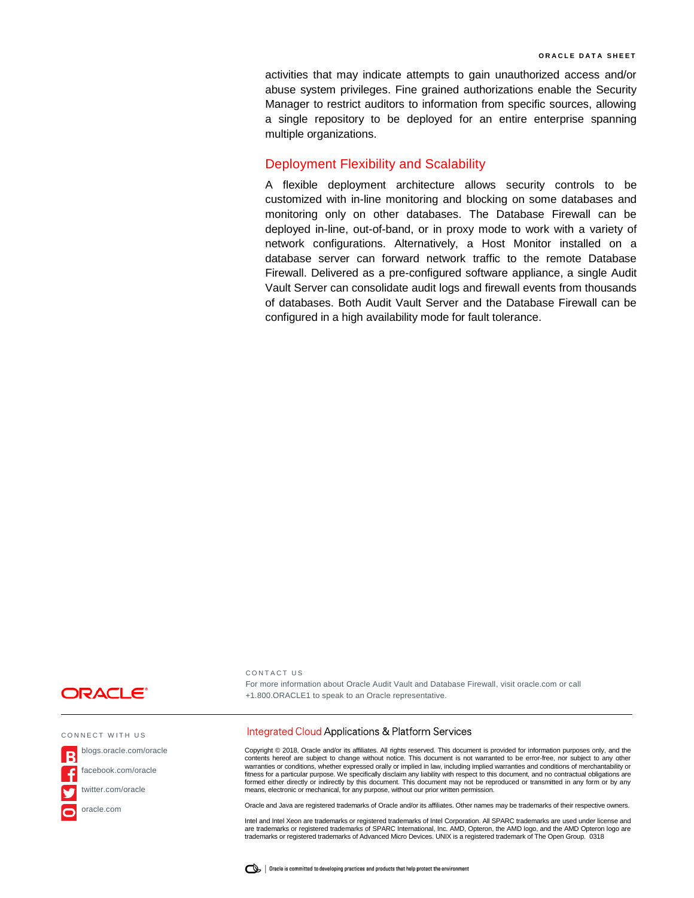activities that may indicate attempts to gain unauthorized access and/or abuse system privileges. Fine grained authorizations enable the Security Manager to restrict auditors to information from specific sources, allowing a single repository to be deployed for an entire enterprise spanning multiple organizations.

## Deployment Flexibility and Scalability

A flexible deployment architecture allows security controls to be customized with in-line monitoring and blocking on some databases and monitoring only on other databases. The Database Firewall can be deployed in-line, out-of-band, or in proxy mode to work with a variety of network configurations. Alternatively, a Host Monitor installed on a database server can forward network traffic to the remote Database Firewall. Delivered as a pre-configured software appliance, a single Audit Vault Server can consolidate audit logs and firewall events from thousands of databases. Both Audit Vault Server and the Database Firewall can be configured in a high availability mode for fault tolerance.

CONTACT US

For more information about Oracle Audit Vault and Database Firewall, visit oracle.com or call +1.800.ORACLE1 to speak to an Oracle representative.

CONNECT WITH US

blogs.oracle.com/oracle

facebook.com/oracle

twitter.com/oracle

oracle.com

Integrated Cloud Applications & Platform Services

Copyright © 2018, Oracle and/or its affiliates. All rights reserved. This document is provided for information purposes only, and the contents hereof are subject to change without notice. This document is not warranted to be error-free, nor subject to any other warranties or conditions, whether expressed orally or implied in law, including implied warranties and conditions of merchantability or fitness for a particular purpose. We specifically disclaim any liability with respect to this document, and no contractual obligations are formed either directly or indirectly by this document. This document may not be reproduced or transmitted in any form or by any means, electronic or mechanical, for any purpose, without our prior written permission.

Oracle and Java are registered trademarks of Oracle and/or its affiliates. Other names may be trademarks of their respective owners.

Intel and Intel Xeon are trademarks or registered trademarks of Intel Corporation. All SPARC trademarks are used under license and are trademarks or registered trademarks of SPARC International, Inc. AMD, Opteron, the AMD logo, and the AMD Opteron logo are trademarks or registered trademarks of Advanced Micro Devices. UNIX is a registered trademark of The Open Group. 0318

Oracle is committed to developing practices and products that help protect the environment